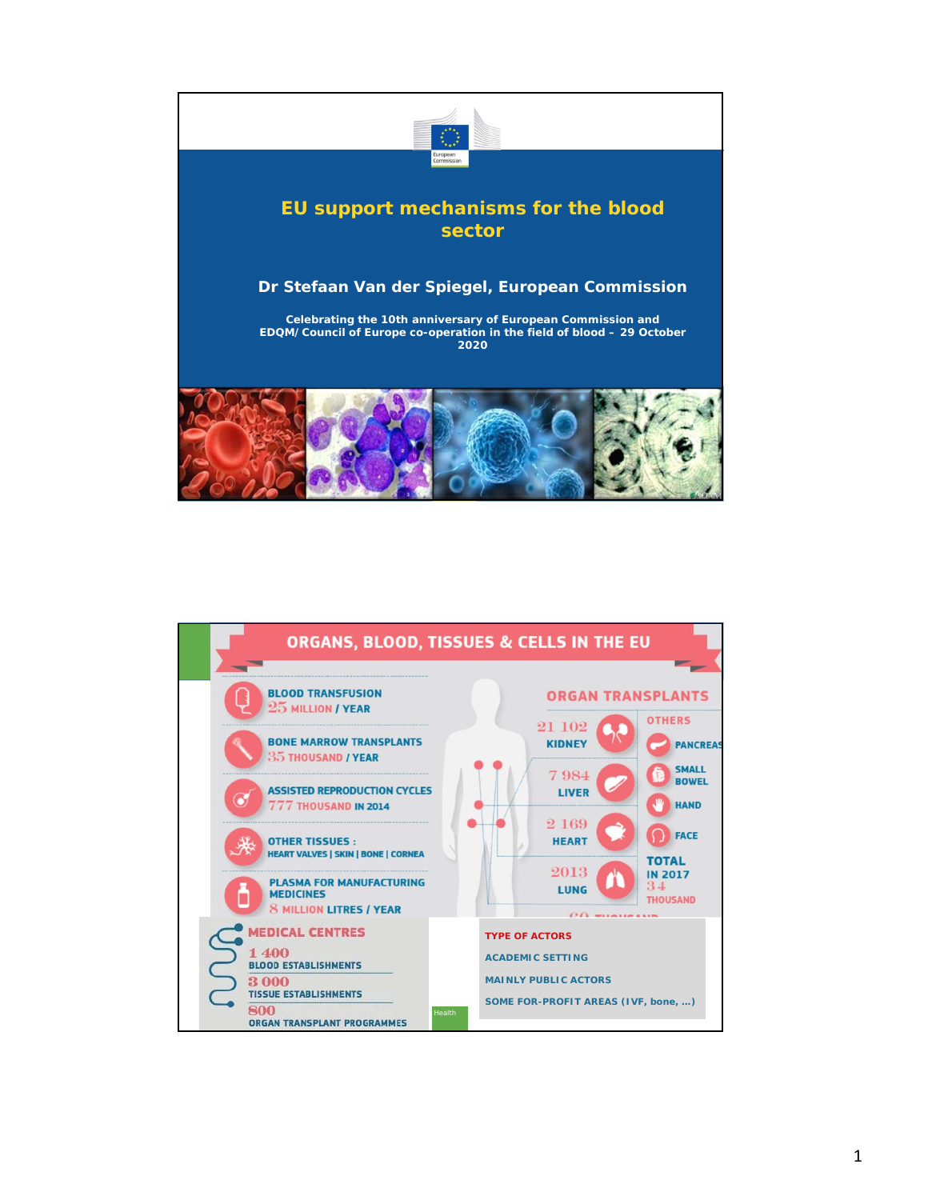# EU support mechanisms for the blood sector

**Dr Stefaan Van der Spiegel, European Commission**

**Celebrating the 10th anniversary of European Commission and EDQM/ Council of Europe co-operation in the field of blood – 29 October 2020**

---

## ORGANS, BLOOD, TISSUES & CELLS IN THE EU

**BLOOD TRANSFUSION**
25 MILLION / YEAR

**BONE MARROW TRANSPLANTS**
35 THOUSAND / YEAR

**ASSISTED REPRODUCTION CYCLES**
777 THOUSAND IN 2014

**OTHER TISSUES :**
HEART VALVES | SKIN | BONE | CORNEA

**PLASMA FOR MANUFACTURING MEDICINES**
8 MILLION LITRES / YEAR

### ORGAN TRANSPLANTS

- 21 102 KIDNEY
- 7 984 LIVER
- 2 169 HEART
- 2013 LUNG

OTHERS

- PANCREAS
- SMALL BOWEL
- HAND
- FACE

**TOTAL IN 2017**
34 THOUSAND

### MEDICAL CENTRES

- 1 400 BLOOD ESTABLISHMENTS
- 3 000 TISSUE ESTABLISHMENTS
- 800 ORGAN TRANSPLANT PROGRAMMES

### TYPE OF ACTORS

- ACADEMIC SETTING
- MAINLY PUBLIC ACTORS
- SOME FOR-PROFIT AREAS (IVF, bone, …)

Health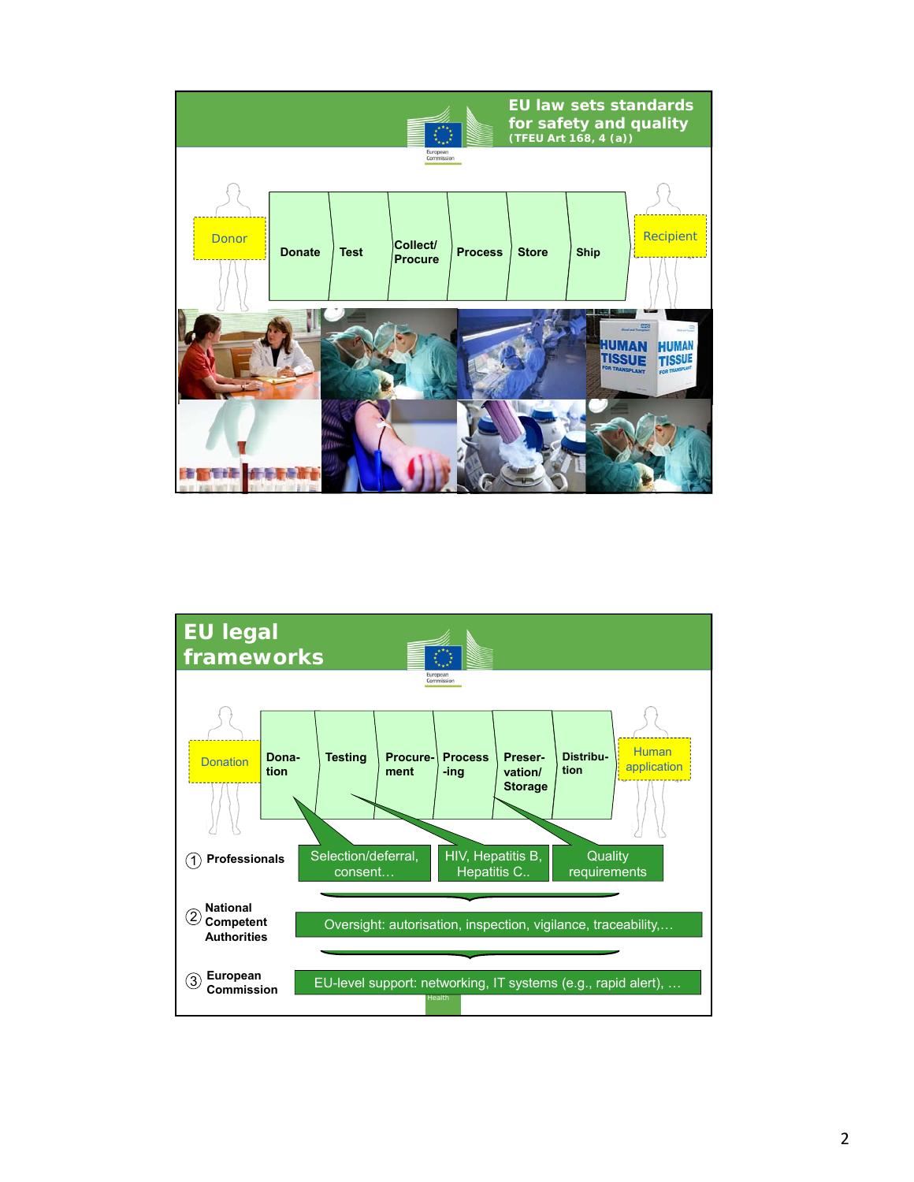## EU law sets standards for safety and quality

(TFEU Art 168, 4 (a))

European Commission

Donor → Donate → Test → Collect/ Procure → Process → Store → Ship → Recipient

HUMAN TISSUE FOR TRANSPLANT

## EU legal frameworks

European Commission

Donation → Dona-tion → Testing → Procure-ment → Process-ing → Preser-vation/ Storage → Distribu-tion → Human application

1. **Professionals**
   - Selection/deferral, consent…
   - HIV, Hepatitis B, Hepatitis C..
   - Quality requirements
2. **National Competent Authorities**
   - Oversight: autorisation, inspection, vigilance, traceability,…
3. **European Commission**
   - EU-level support: networking, IT systems (e.g., rapid alert), …

Health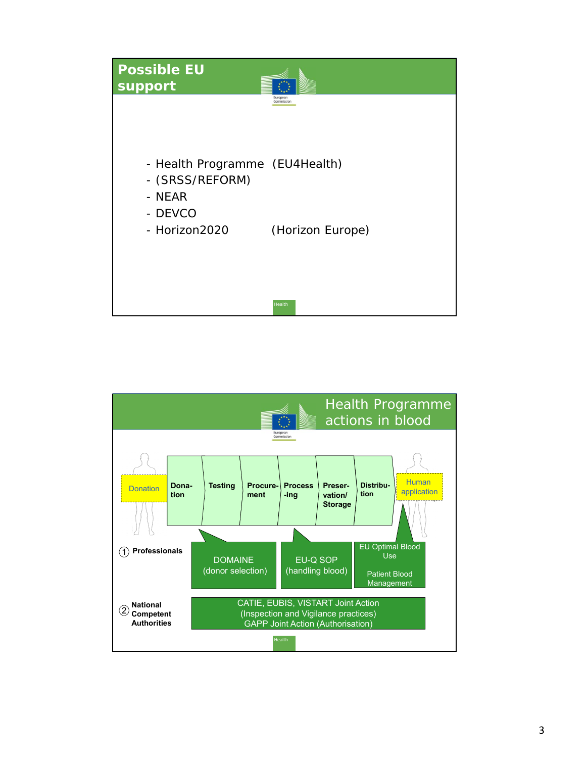## Possible EU support

- Health Programme (EU4Health)
- (SRSS/REFORM)
- NEAR
- DEVCO
- Horizon2020 (Horizon Europe)

## Health Programme actions in blood

Donation → Dona-tion → Testing → Procure-ment → Process-ing → Preser-vation/ Storage → Distribu-tion → Human application

① Professionals

- DOMAINE (donor selection)
- EU-Q SOP (handling blood)
- EU Optimal Blood Use
- Patient Blood Management

② National Competent Authorities

- CATIE, EUBIS, VISTART Joint Action (Inspection and Vigilance practices)
- GAPP Joint Action (Authorisation)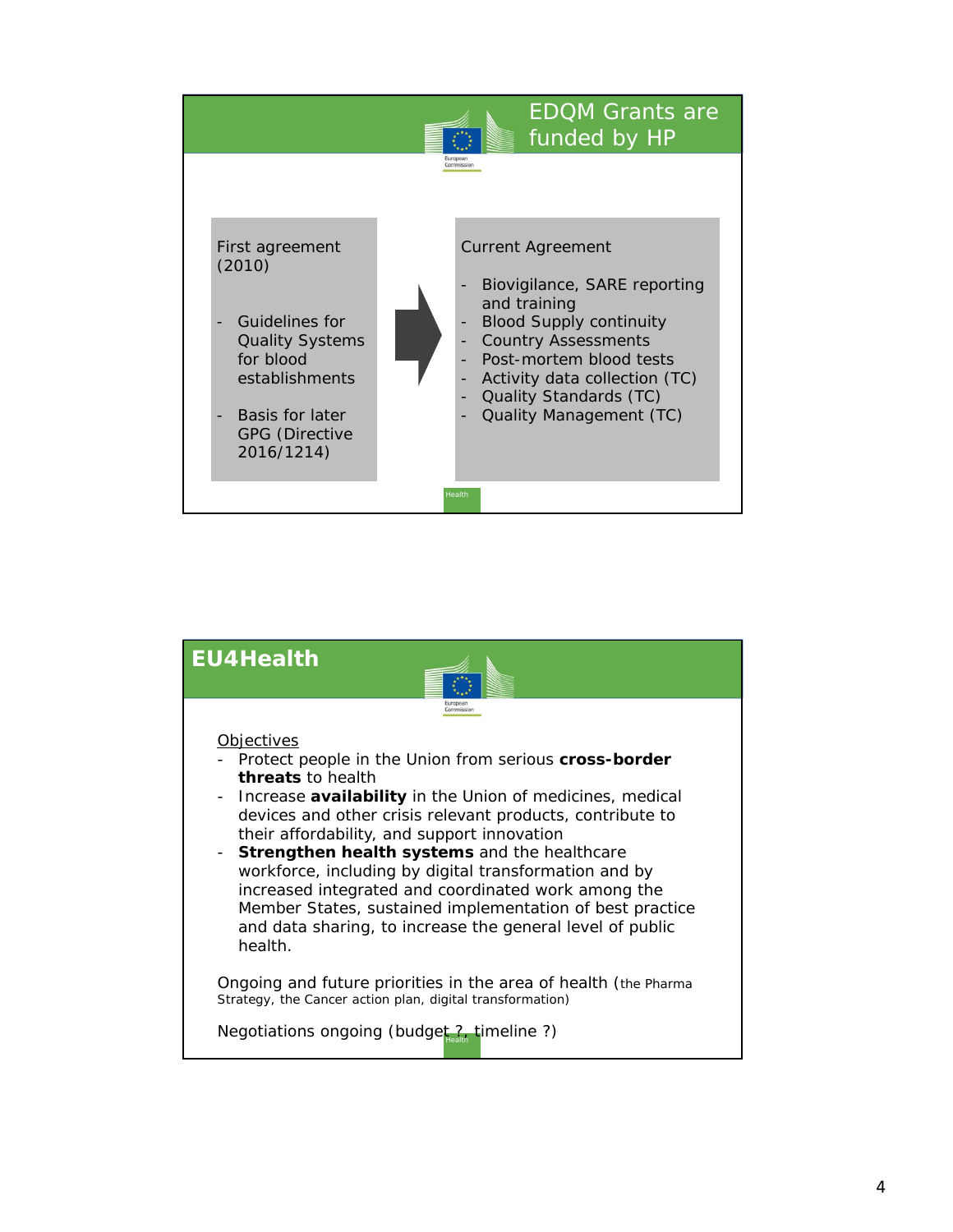## EDQM Grants are funded by HP

First agreement (2010)

- Guidelines for Quality Systems for blood establishments
- Basis for later GPG (Directive 2016/1214)

Current Agreement

- Biovigilance, SARE reporting and training
- Blood Supply continuity
- Country Assessments
- Post-mortem blood tests
- Activity data collection (TC)
- Quality Standards (TC)
- Quality Management (TC)

## EU4Health

Objectives

- Protect people in the Union from serious **cross-border threats** to health
- Increase **availability** in the Union of medicines, medical devices and other crisis relevant products, contribute to their affordability, and support innovation
- **Strengthen health systems** and the healthcare workforce, including by digital transformation and by increased integrated and coordinated work among the Member States, sustained implementation of best practice and data sharing, to increase the general level of public health.

Ongoing and future priorities in the area of health (the Pharma Strategy, the Cancer action plan, digital transformation)

Negotiations ongoing (budget ?, timeline ?)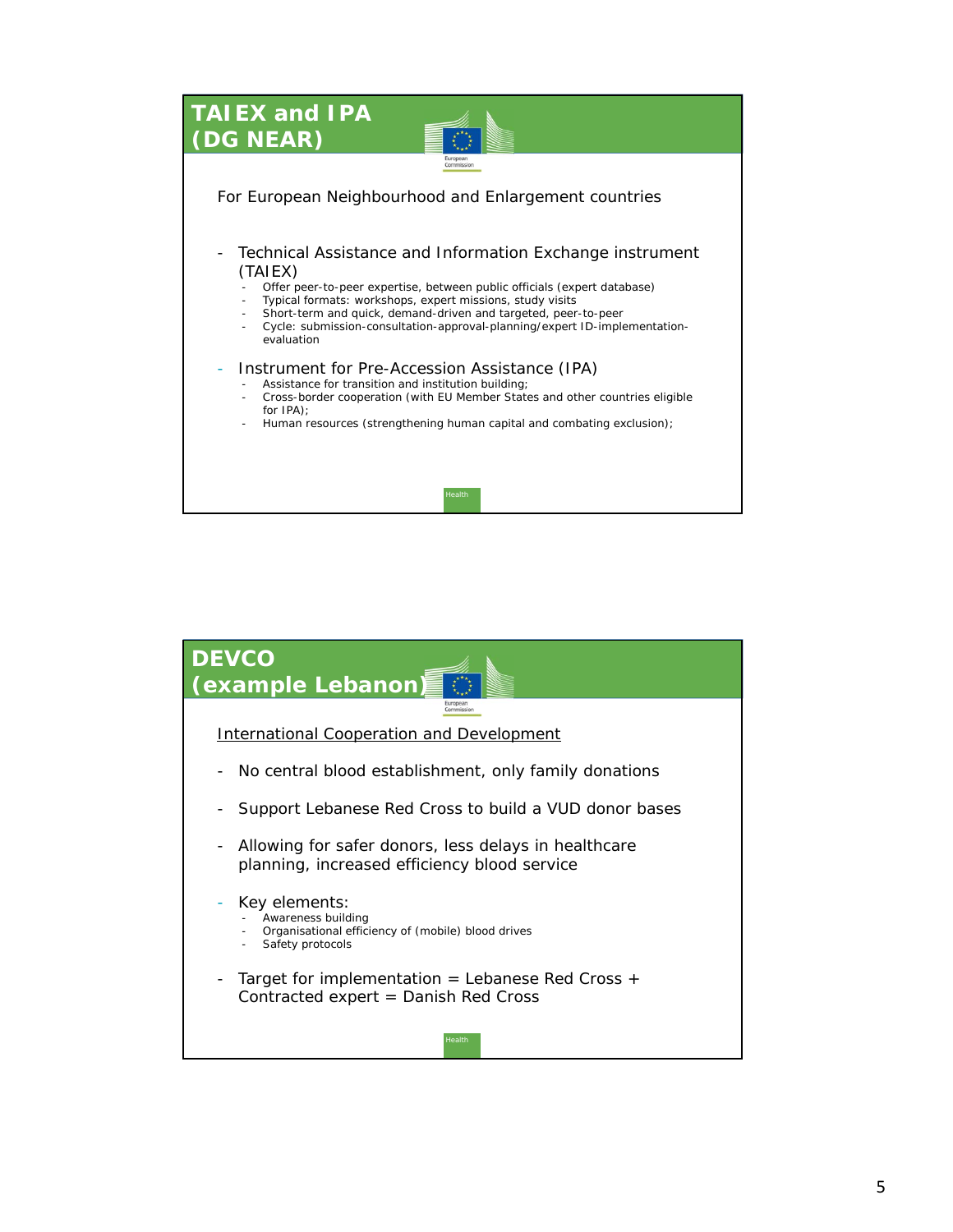## TAIEX and IPA (DG NEAR)

For European Neighbourhood and Enlargement countries

- Technical Assistance and Information Exchange instrument (TAIEX)
  - Offer peer-to-peer expertise, between public officials (expert database)
  - Typical formats: workshops, expert missions, study visits
  - Short-term and quick, demand-driven and targeted, peer-to-peer
  - Cycle: submission-consultation-approval-planning/expert ID-implementation-evaluation
- Instrument for Pre-Accession Assistance (IPA)
  - Assistance for transition and institution building;
  - Cross-border cooperation (with EU Member States and other countries eligible for IPA);
  - Human resources (strengthening human capital and combating exclusion);

Health

## DEVCO (example Lebanon)

International Cooperation and Development

- No central blood establishment, only family donations
- Support Lebanese Red Cross to build a VUD donor bases
- Allowing for safer donors, less delays in healthcare planning, increased efficiency blood service
- Key elements:
  - Awareness building
  - Organisational efficiency of (mobile) blood drives
  - Safety protocols
- Target for implementation = Lebanese Red Cross + Contracted expert = Danish Red Cross

Health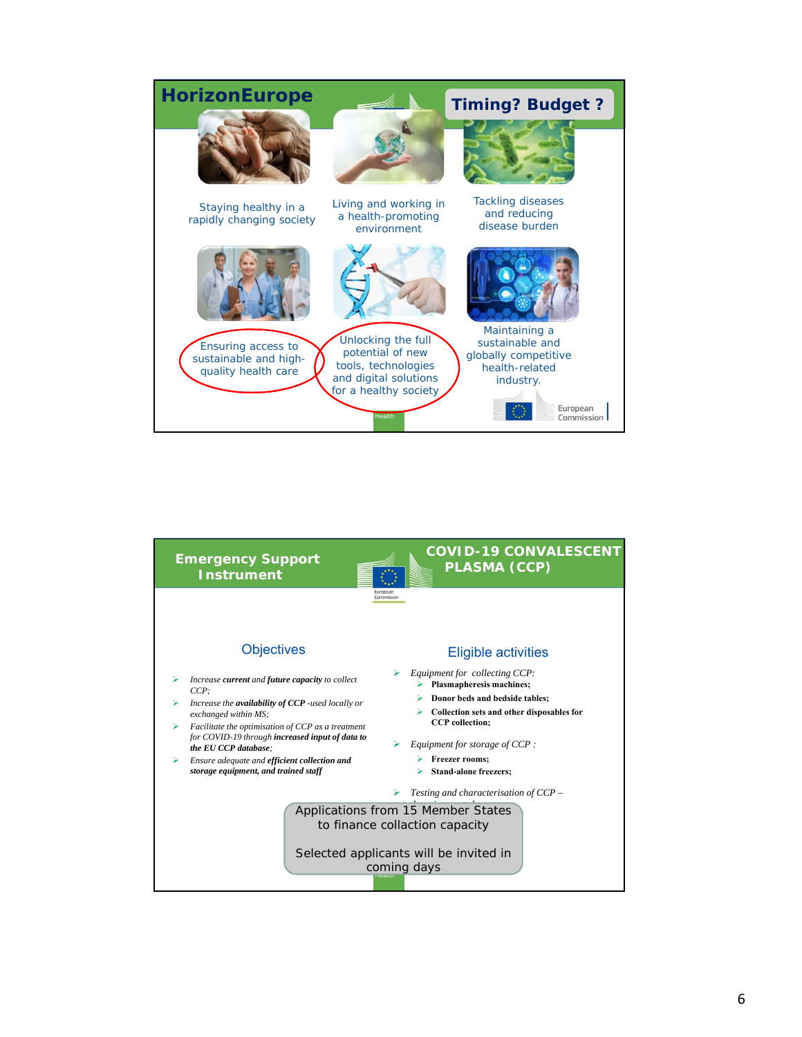## HorizonEurope

**Timing? Budget ?**

- Staying healthy in a rapidly changing society
- Living and working in a health-promoting environment
- Tackling diseases and reducing disease burden
- Ensuring access to sustainable and high-quality health care
- Unlocking the full potential of new tools, technologies and digital solutions for a healthy society
- Maintaining a sustainable and globally competitive health-related industry.

Health

European Commission

## Emergency Support Instrument

## COVID-19 CONVALESCENT PLASMA (CCP)

European Commission

### Objectives

- *Increase* ***current*** *and* ***future capacity*** *to collect CCP;*
- *Increase the* ***availability of CCP*** *-used locally or exchanged within MS;*
- *Facilitate the optimisation of CCP as a treatment for COVID-19 through* ***increased input of data to the EU CCP database****;*
- *Ensure adequate and* ***efficient collection and storage equipment, and trained staff***

### Eligible activities

- *Equipment for collecting CCP:*
  - **Plasmapheresis machines;**
  - **Donor beds and bedside tables;**
  - **Collection sets and other disposables for CCP collection;**
- *Equipment for storage of CCP :*
  - **Freezer rooms;**
  - **Stand-alone freezers;**
- *Testing and characterisation of CCP –*

Applications from 15 Member States to finance collaction capacity

Selected applicants will be invited in coming days

Health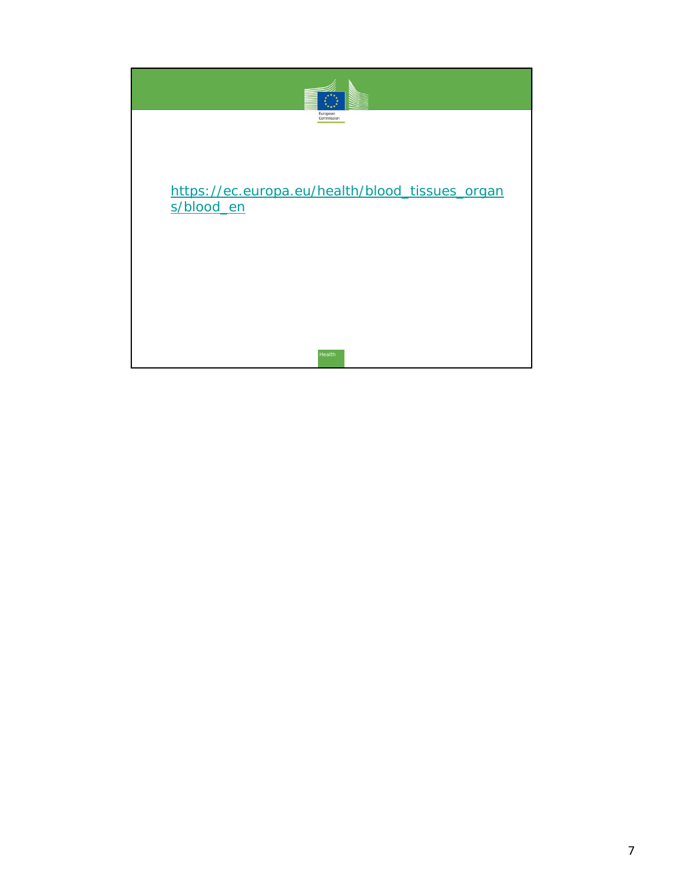https://ec.europa.eu/health/blood_tissues_organs/blood_en